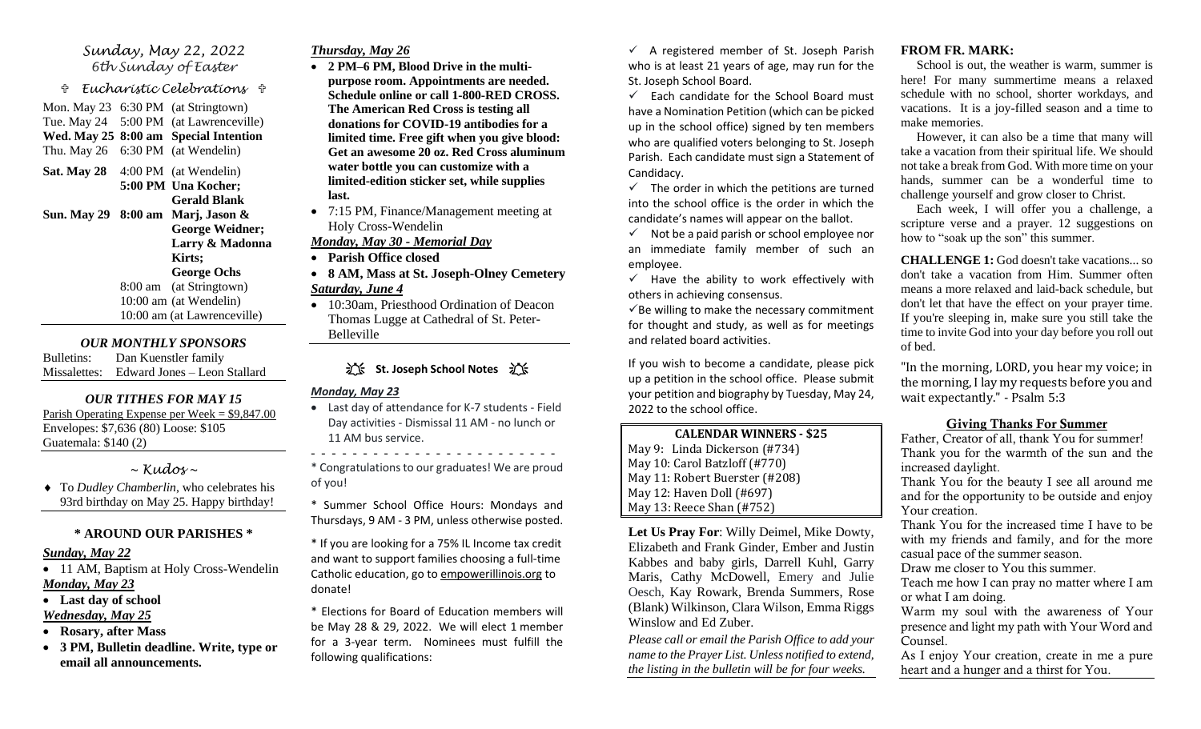*Sunday, May 22, 2022*
*6th Sunday of Easter*

### ✞ *Eucharistic Celebrations* ✞

| | | |
|---|---|---|
| Mon. May 23 | 6:30 PM | (at Stringtown) |
| Tue. May 24 | 5:00 PM | (at Lawrenceville) |
| **Wed. May 25** | **8:00 am** | **Special Intention** |
| Thu. May 26 | 6:30 PM | (at Wendelin) |
| **Sat. May 28** | 4:00 PM | (at Wendelin) |
| | **5:00 PM** | **Una Kocher; Gerald Blank** |
| **Sun. May 29** | **8:00 am** | **Marj, Jason & George Weidner; Larry & Madonna Kirts; George Ochs** |
| | 8:00 am | (at Stringtown) |
| | 10:00 am | (at Wendelin) |
| | 10:00 am | (at Lawrenceville) |

### *OUR MONTHLY SPONSORS*

Bulletins: Dan Kuenstler family
Missalettes: Edward Jones – Leon Stallard

### *OUR TITHES FOR MAY 15*

Parish Operating Expense per Week = $9,847.00
Envelopes: $7,636 (80) Loose: $105
Guatemala: $140 (2)

### *~ Kudos ~*

- To *Dudley Chamberlin*, who celebrates his 93rd birthday on May 25. Happy birthday!

### \* AROUND OUR PARISHES \*

***Sunday, May 22***

- 11 AM, Baptism at Holy Cross-Wendelin

***Monday, May 23***

- **Last day of school**

***Wednesday, May 25***

- **Rosary, after Mass**
- **3 PM, Bulletin deadline. Write, type or email all announcements.**

***Thursday, May 26***

- **2 PM–6 PM, Blood Drive in the multi-purpose room. Appointments are needed. Schedule online or call 1-800-RED CROSS. The American Red Cross is testing all donations for COVID-19 antibodies for a limited time. Free gift when you give blood: Get an awesome 20 oz. Red Cross aluminum water bottle you can customize with a limited-edition sticker set, while supplies last.**
- 7:15 PM, Finance/Management meeting at Holy Cross-Wendelin

***Monday, May 30 - Memorial Day***

- **Parish Office closed**
- **8 AM, Mass at St. Joseph-Olney Cemetery**

***Saturday, June 4***

- 10:30am, Priesthood Ordination of Deacon Thomas Lugge at Cathedral of St. Peter-Belleville

### St. Joseph School Notes

***Monday, May 23***

- Last day of attendance for K-7 students - Field Day activities - Dismissal 11 AM - no lunch or 11 AM bus service.

- - - - - - - - - - - - - - - - - - - - - - - -

\* Congratulations to our graduates! We are proud of you!

\* Summer School Office Hours: Mondays and Thursdays, 9 AM - 3 PM, unless otherwise posted.

\* If you are looking for a 75% IL Income tax credit and want to support families choosing a full-time Catholic education, go to empowerillinois.org to donate!

\* Elections for Board of Education members will be May 28 & 29, 2022. We will elect 1 member for a 3-year term. Nominees must fulfill the following qualifications:

- ✓ A registered member of St. Joseph Parish who is at least 21 years of age, may run for the St. Joseph School Board.
- ✓ Each candidate for the School Board must have a Nomination Petition (which can be picked up in the school office) signed by ten members who are qualified voters belonging to St. Joseph Parish. Each candidate must sign a Statement of Candidacy.
- ✓ The order in which the petitions are turned into the school office is the order in which the candidate's names will appear on the ballot.
- ✓ Not be a paid parish or school employee nor an immediate family member of such an employee.
- ✓ Have the ability to work effectively with others in achieving consensus.
- ✓ Be willing to make the necessary commitment for thought and study, as well as for meetings and related board activities.

If you wish to become a candidate, please pick up a petition in the school office. Please submit your petition and biography by Tuesday, May 24, 2022 to the school office.

### CALENDAR WINNERS - $25

May 9: Linda Dickerson (#734)
May 10: Carol Batzloff (#770)
May 11: Robert Buerster (#208)
May 12: Haven Doll (#697)
May 13: Reece Shan (#752)

**Let Us Pray For**: Willy Deimel, Mike Dowty, Elizabeth and Frank Ginder, Ember and Justin Kabbes and baby girls, Darrell Kuhl, Garry Maris, Cathy McDowell, Emery and Julie Oesch, Kay Rowark, Brenda Summers, Rose (Blank) Wilkinson, Clara Wilson, Emma Riggs Winslow and Ed Zuber.

*Please call or email the Parish Office to add your name to the Prayer List. Unless notified to extend, the listing in the bulletin will be for four weeks.*

### FROM FR. MARK:

School is out, the weather is warm, summer is here! For many summertime means a relaxed schedule with no school, shorter workdays, and vacations. It is a joy-filled season and a time to make memories.

However, it can also be a time that many will take a vacation from their spiritual life. We should not take a break from God. With more time on your hands, summer can be a wonderful time to challenge yourself and grow closer to Christ.

Each week, I will offer you a challenge, a scripture verse and a prayer. 12 suggestions on how to "soak up the son" this summer.

**CHALLENGE 1:** God doesn't take vacations... so don't take a vacation from Him. Summer often means a more relaxed and laid-back schedule, but don't let that have the effect on your prayer time. If you're sleeping in, make sure you still take the time to invite God into your day before you roll out of bed.

"In the morning, LORD, you hear my voice; in the morning, I lay my requests before you and wait expectantly." - Psalm 5:3

### Giving Thanks For Summer

Father, Creator of all, thank You for summer!
Thank you for the warmth of the sun and the increased daylight.
Thank You for the beauty I see all around me and for the opportunity to be outside and enjoy Your creation.
Thank You for the increased time I have to be with my friends and family, and for the more casual pace of the summer season.
Draw me closer to You this summer.
Teach me how I can pray no matter where I am or what I am doing.
Warm my soul with the awareness of Your presence and light my path with Your Word and Counsel.
As I enjoy Your creation, create in me a pure heart and a hunger and a thirst for You.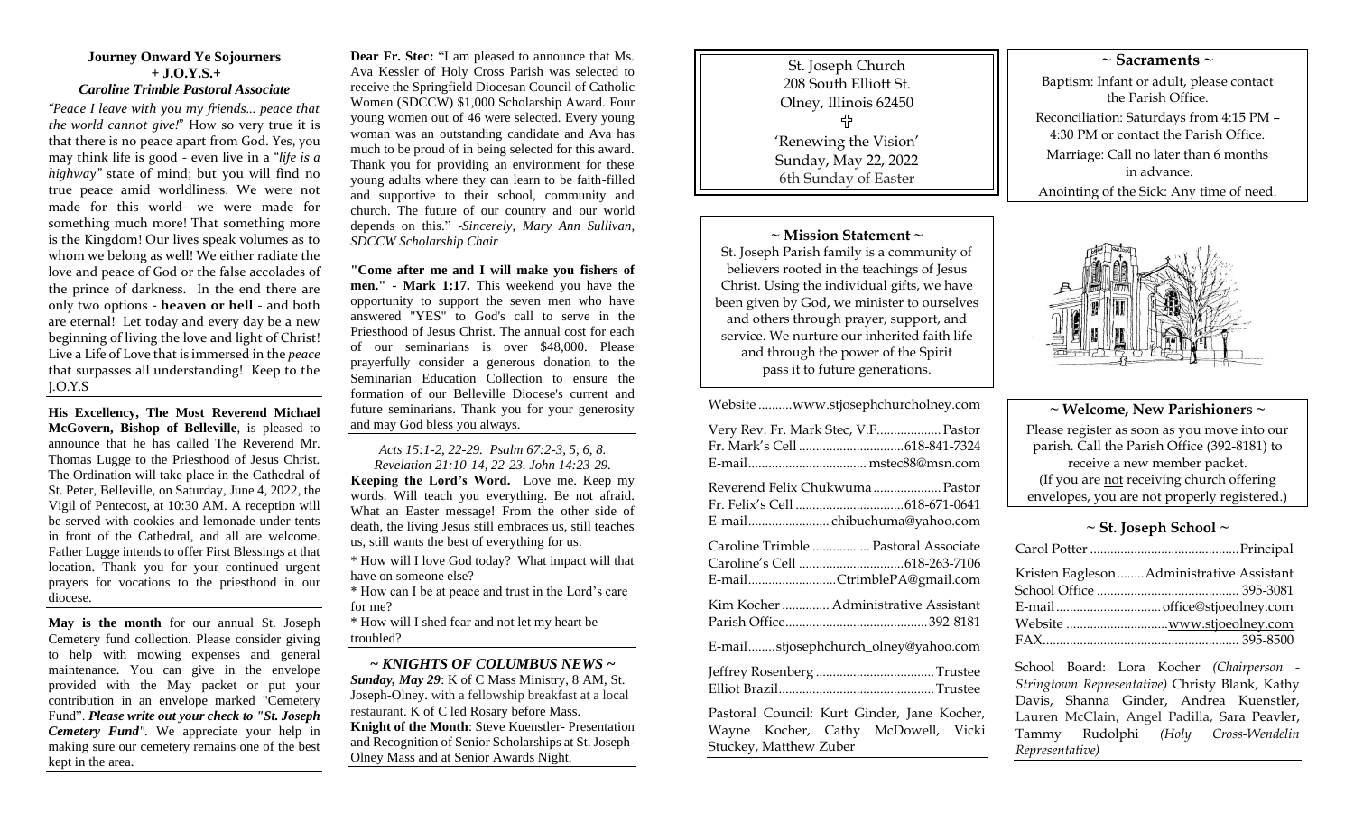### Journey Onward Ye Sojourners
### + J.O.Y.S.+
#### *Caroline Trimble Pastoral Associate*

*"Peace I leave with you my friends... peace that the world cannot give!"* How so very true it is that there is no peace apart from God. Yes, you may think life is good - even live in a *"life is a highway"* state of mind; but you will find no true peace amid worldliness. We were not made for this world- we were made for something much more! That something more is the Kingdom! Our lives speak volumes as to whom we belong as well! We either radiate the love and peace of God or the false accolades of the prince of darkness. In the end there are only two options - **heaven or hell** - and both are eternal! Let today and every day be a new beginning of living the love and light of Christ! Live a Life of Love that is immersed in the *peace* that surpasses all understanding! Keep to the J.O.Y.S

**His Excellency, The Most Reverend Michael McGovern, Bishop of Belleville**, is pleased to announce that he has called The Reverend Mr. Thomas Lugge to the Priesthood of Jesus Christ. The Ordination will take place in the Cathedral of St. Peter, Belleville, on Saturday, June 4, 2022, the Vigil of Pentecost, at 10:30 AM. A reception will be served with cookies and lemonade under tents in front of the Cathedral, and all are welcome. Father Lugge intends to offer First Blessings at that location. Thank you for your continued urgent prayers for vocations to the priesthood in our diocese.

**May is the month** for our annual St. Joseph Cemetery fund collection. Please consider giving to help with mowing expenses and general maintenance. You can give in the envelope provided with the May packet or put your contribution in an envelope marked "Cemetery Fund". ***Please write out your check to "St. Joseph Cemetery Fund"***. We appreciate your help in making sure our cemetery remains one of the best kept in the area.

**Dear Fr. Stec:** "I am pleased to announce that Ms. Ava Kessler of Holy Cross Parish was selected to receive the Springfield Diocesan Council of Catholic Women (SDCCW) $1,000 Scholarship Award. Four young women out of 46 were selected. Every young woman was an outstanding candidate and Ava has much to be proud of in being selected for this award. Thank you for providing an environment for these young adults where they can learn to be faith-filled and supportive to their school, community and church. The future of our country and our world depends on this." *-Sincerely, Mary Ann Sullivan, SDCCW Scholarship Chair*

**"Come after me and I will make you fishers of men." - Mark 1:17.** This weekend you have the opportunity to support the seven men who have answered "YES" to God's call to serve in the Priesthood of Jesus Christ. The annual cost for each of our seminarians is over $48,000. Please prayerfully consider a generous donation to the Seminarian Education Collection to ensure the formation of our Belleville Diocese's current and future seminarians. Thank you for your generosity and may God bless you always.

*Acts 15:1-2, 22-29. Psalm 67:2-3, 5, 6, 8. Revelation 21:10-14, 22-23. John 14:23-29.*

**Keeping the Lord's Word.** Love me. Keep my words. Will teach you everything. Be not afraid. What an Easter message! From the other side of death, the living Jesus still embraces us, still teaches us, still wants the best of everything for us.

\* How will I love God today? What impact will that have on someone else?

\* How can I be at peace and trust in the Lord's care for me?

\* How will I shed fear and not let my heart be troubled?

### *~ KNIGHTS OF COLUMBUS NEWS ~*

***Sunday, May 29***: K of C Mass Ministry, 8 AM, St. Joseph-Olney. with a fellowship breakfast at a local restaurant. K of C led Rosary before Mass.

**Knight of the Month**: Steve Kuenstler- Presentation and Recognition of Senior Scholarships at St. Joseph-Olney Mass and at Senior Awards Night.

St. Joseph Church
208 South Elliott St.
Olney, Illinois 62450
✠
'Renewing the Vision'
Sunday, May 22, 2022
6th Sunday of Easter

### ~ Mission Statement ~

St. Joseph Parish family is a community of believers rooted in the teachings of Jesus Christ. Using the individual gifts, we have been given by God, we minister to ourselves and others through prayer, support, and service. We nurture our inherited faith life and through the power of the Spirit pass it to future generations.

Website ..........www.stjosephchurcholney.com

Very Rev. Fr. Mark Stec, V.F.................. Pastor
Fr. Mark's Cell ..............................618-841-7324
E-mail.................................. mstec88@msn.com

Reverend Felix Chukwuma................... Pastor
Fr. Felix's Cell ...............................618-671-0641
E-mail....................... chibuchuma@yahoo.com

Caroline Trimble ................ Pastoral Associate
Caroline's Cell ...............................618-263-7106
E-mail..........................CtrimblePA@gmail.com

Kim Kocher ............. Administrative Assistant
Parish Office.........................................392-8181

E-mail........stjosephchurch_olney@yahoo.com

Jeffrey Rosenberg ..................................Trustee
Elliot Brazil.............................................Trustee

Pastoral Council: Kurt Ginder, Jane Kocher, Wayne Kocher, Cathy McDowell, Vicki Stuckey, Matthew Zuber

### ~ Sacraments ~

Baptism: Infant or adult, please contact the Parish Office.

Reconciliation: Saturdays from 4:15 PM – 4:30 PM or contact the Parish Office.

Marriage: Call no later than 6 months in advance.

Anointing of the Sick: Any time of need.

### ~ Welcome, New Parishioners ~

Please register as soon as you move into our parish. Call the Parish Office (392-8181) to receive a new member packet. (If you are not receiving church offering envelopes, you are not properly registered.)

### ~ St. Joseph School ~

Carol Potter ...........................................Principal

Kristen Eagleson........Administrative Assistant
School Office .......................................... 395-3081
E-mail ...............................office@stjoeolney.com
Website ..............................www.stjoeolney.com
FAX.......................................................... 395-8500

School Board: Lora Kocher *(Chairperson - Stringtown Representative)* Christy Blank, Kathy Davis, Shanna Ginder, Andrea Kuenstler, Lauren McClain, Angel Padilla, Sara Peavler, Tammy Rudolphi *(Holy Cross-Wendelin Representative)*